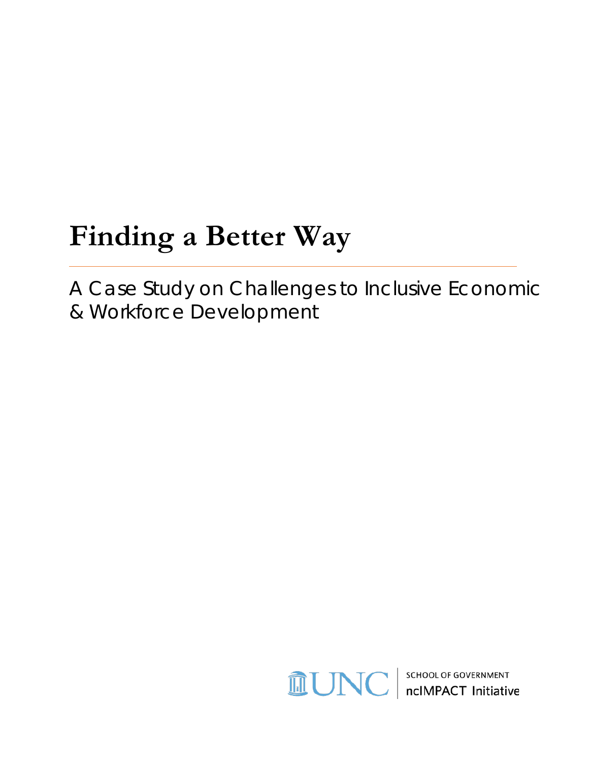# Finding a Better Way

## A Case Study on Challenges to Inclusive Economic & Workforce Development

UNC SCHOOL OF GOVERNMENT
ncIMPACT Initiative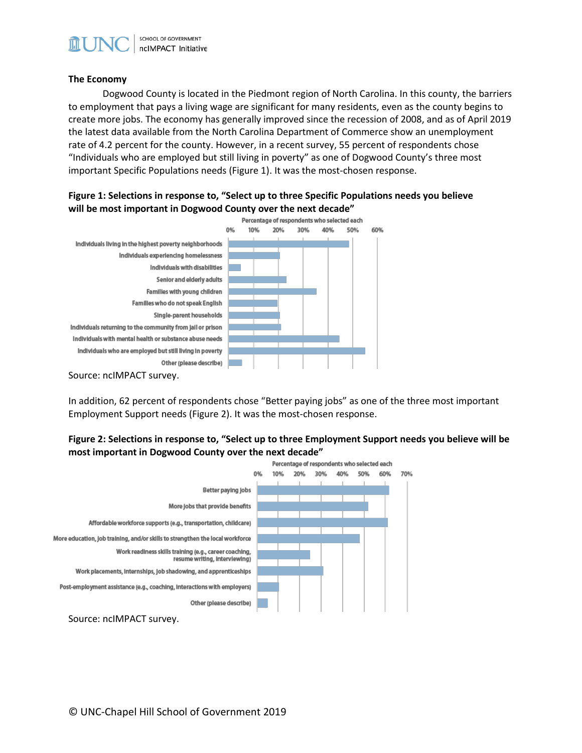## The Economy

Dogwood County is located in the Piedmont region of North Carolina. In this county, the barriers to employment that pays a living wage are significant for many residents, even as the county begins to create more jobs. The economy has generally improved since the recession of 2008, and as of April 2019 the latest data available from the North Carolina Department of Commerce show an unemployment rate of 4.2 percent for the county. However, in a recent survey, 55 percent of respondents chose "Individuals who are employed but still living in poverty" as one of Dogwood County's three most important Specific Populations needs (Figure 1). It was the most-chosen response.

**Figure 1: Selections in response to, "Select up to three Specific Populations needs you believe will be most important in Dogwood County over the next decade"**

Percentage of respondents who selected each

- Individuals living in the highest poverty neighborhoods
- Individuals experiencing homelessness
- Individuals with disabilities
- Senior and elderly adults
- Families with young children
- Families who do not speak English
- Single-parent households
- Individuals returning to the community from jail or prison
- Individuals with mental health or substance abuse needs
- Individuals who are employed but still living in poverty
- Other (please describe)

Source: ncIMPACT survey.

In addition, 62 percent of respondents chose "Better paying jobs" as one of the three most important Employment Support needs (Figure 2). It was the most-chosen response.

**Figure 2: Selections in response to, "Select up to three Employment Support needs you believe will be most important in Dogwood County over the next decade"**

Percentage of respondents who selected each

- Better paying jobs
- More jobs that provide benefits
- Affordable workforce supports (e.g., transportation, childcare)
- More education, job training, and/or skills to strengthen the local workforce
- Work readiness skills training (e.g., career coaching, resume writing, interviewing)
- Work placements, internships, job shadowing, and apprenticeships
- Post-employment assistance (e.g., coaching, interactions with employers)
- Other (please describe)

Source: ncIMPACT survey.

© UNC-Chapel Hill School of Government 2019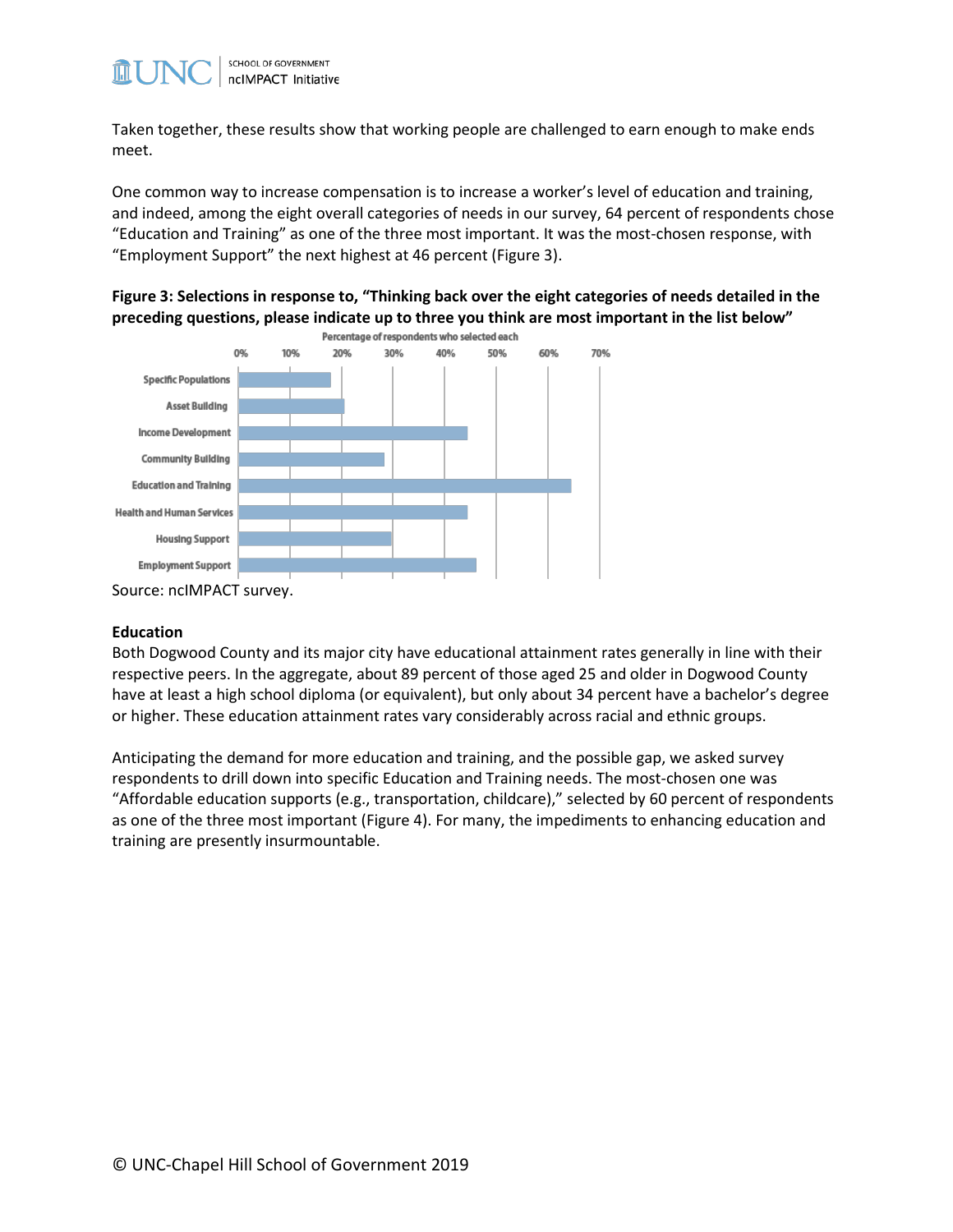Taken together, these results show that working people are challenged to earn enough to make ends meet.

One common way to increase compensation is to increase a worker's level of education and training, and indeed, among the eight overall categories of needs in our survey, 64 percent of respondents chose "Education and Training" as one of the three most important. It was the most-chosen response, with "Employment Support" the next highest at 46 percent (Figure 3).

**Figure 3: Selections in response to, "Thinking back over the eight categories of needs detailed in the preceding questions, please indicate up to three you think are most important in the list below"**

Source: ncIMPACT survey.

**Education**

Both Dogwood County and its major city have educational attainment rates generally in line with their respective peers. In the aggregate, about 89 percent of those aged 25 and older in Dogwood County have at least a high school diploma (or equivalent), but only about 34 percent have a bachelor's degree or higher. These education attainment rates vary considerably across racial and ethnic groups.

Anticipating the demand for more education and training, and the possible gap, we asked survey respondents to drill down into specific Education and Training needs. The most-chosen one was "Affordable education supports (e.g., transportation, childcare)," selected by 60 percent of respondents as one of the three most important (Figure 4). For many, the impediments to enhancing education and training are presently insurmountable.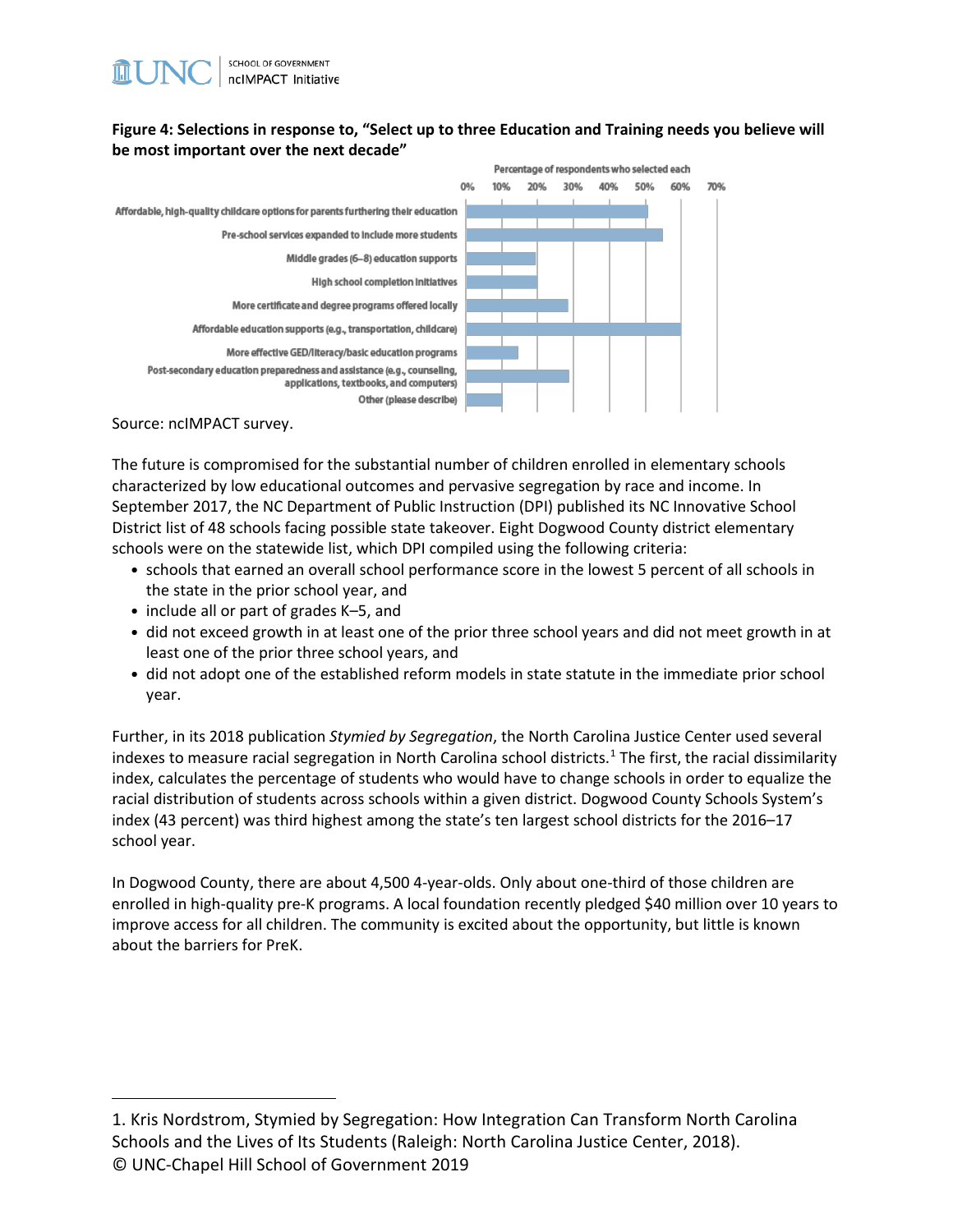**Figure 4: Selections in response to, "Select up to three Education and Training needs you believe will be most important over the next decade"**

Percentage of respondents who selected each

| Need | Approx. percentage |
|---|---|
| Affordable, high-quality childcare options for parents furthering their education | ~51% |
| Pre-school services expanded to include more students | ~55% |
| Middle grades (6–8) education supports | ~20% |
| High school completion initiatives | ~20% |
| More certificate and degree programs offered locally | ~29% |
| Affordable education supports (e.g., transportation, childcare) | ~60% |
| More effective GED/literacy/basic education programs | ~15% |
| Post-secondary education preparedness and assistance (e.g., counseling, applications, textbooks, and computers) | ~29% |
| Other (please describe) | ~10% |

Source: ncIMPACT survey.

The future is compromised for the substantial number of children enrolled in elementary schools characterized by low educational outcomes and pervasive segregation by race and income. In September 2017, the NC Department of Public Instruction (DPI) published its NC Innovative School District list of 48 schools facing possible state takeover. Eight Dogwood County district elementary schools were on the statewide list, which DPI compiled using the following criteria:

- schools that earned an overall school performance score in the lowest 5 percent of all schools in the state in the prior school year, and
- include all or part of grades K–5, and
- did not exceed growth in at least one of the prior three school years and did not meet growth in at least one of the prior three school years, and
- did not adopt one of the established reform models in state statute in the immediate prior school year.

Further, in its 2018 publication *Stymied by Segregation*, the North Carolina Justice Center used several indexes to measure racial segregation in North Carolina school districts.[1] The first, the racial dissimilarity index, calculates the percentage of students who would have to change schools in order to equalize the racial distribution of students across schools within a given district. Dogwood County Schools System's index (43 percent) was third highest among the state's ten largest school districts for the 2016–17 school year.

In Dogwood County, there are about 4,500 4-year-olds. Only about one-third of those children are enrolled in high-quality pre-K programs. A local foundation recently pledged $40 million over 10 years to improve access for all children. The community is excited about the opportunity, but little is known about the barriers for PreK.

---

1. Kris Nordstrom, Stymied by Segregation: How Integration Can Transform North Carolina Schools and the Lives of Its Students (Raleigh: North Carolina Justice Center, 2018).

© UNC-Chapel Hill School of Government 2019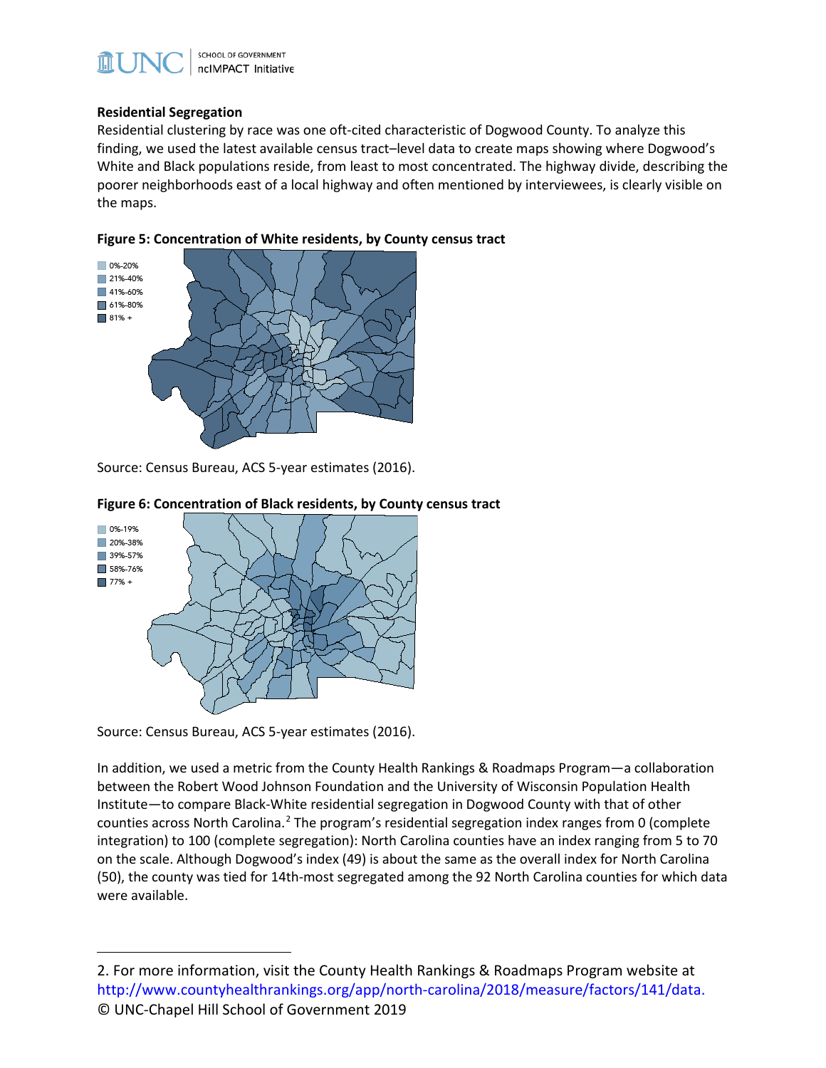**Residential Segregation**

Residential clustering by race was one oft-cited characteristic of Dogwood County. To analyze this finding, we used the latest available census tract–level data to create maps showing where Dogwood's White and Black populations reside, from least to most concentrated. The highway divide, describing the poorer neighborhoods east of a local highway and often mentioned by interviewees, is clearly visible on the maps.

**Figure 5: Concentration of White residents, by County census tract**

Source: Census Bureau, ACS 5-year estimates (2016).

**Figure 6: Concentration of Black residents, by County census tract**

Source: Census Bureau, ACS 5-year estimates (2016).

In addition, we used a metric from the County Health Rankings & Roadmaps Program—a collaboration between the Robert Wood Johnson Foundation and the University of Wisconsin Population Health Institute—to compare Black-White residential segregation in Dogwood County with that of other counties across North Carolina.[2] The program's residential segregation index ranges from 0 (complete integration) to 100 (complete segregation): North Carolina counties have an index ranging from 5 to 70 on the scale. Although Dogwood's index (49) is about the same as the overall index for North Carolina (50), the county was tied for 14th-most segregated among the 92 North Carolina counties for which data were available.

2. For more information, visit the County Health Rankings & Roadmaps Program website at http://www.countyhealthrankings.org/app/north-carolina/2018/measure/factors/141/data.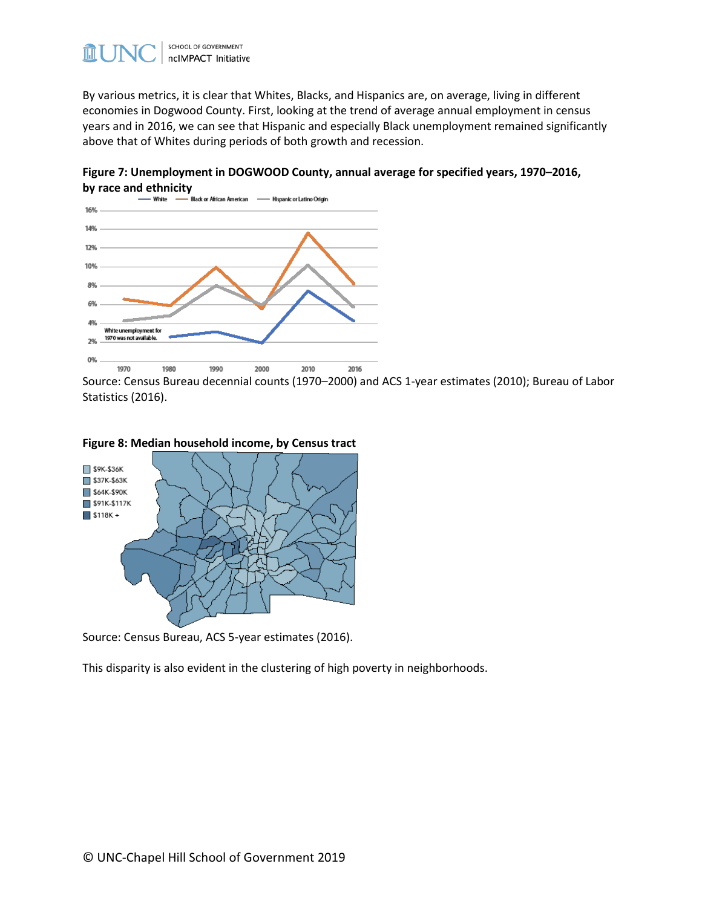By various metrics, it is clear that Whites, Blacks, and Hispanics are, on average, living in different economies in Dogwood County. First, looking at the trend of average annual employment in census years and in 2016, we can see that Hispanic and especially Black unemployment remained significantly above that of Whites during periods of both growth and recession.

**Figure 7: Unemployment in DOGWOOD County, annual average for specified years, 1970–2016, by race and ethnicity**

Source: Census Bureau decennial counts (1970–2000) and ACS 1-year estimates (2010); Bureau of Labor Statistics (2016).

**Figure 8: Median household income, by Census tract**

Source: Census Bureau, ACS 5-year estimates (2016).

This disparity is also evident in the clustering of high poverty in neighborhoods.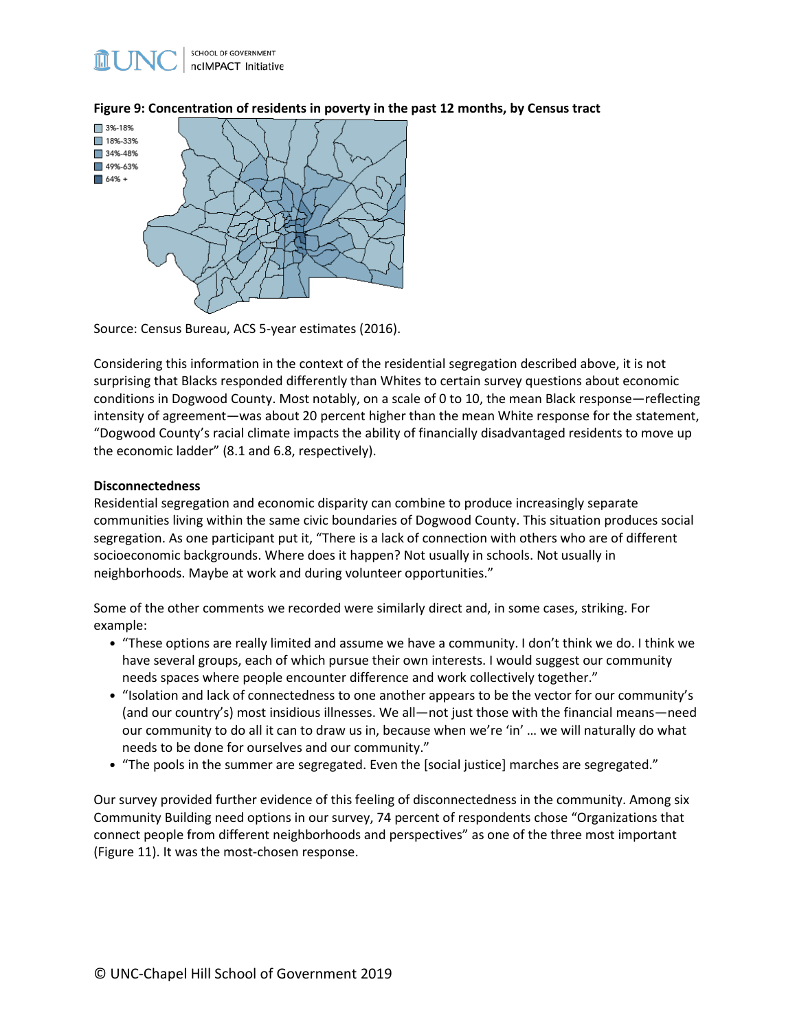**Figure 9: Concentration of residents in poverty in the past 12 months, by Census tract**

3%-18%
18%-33%
34%-48%
49%-63%
64% +

Source: Census Bureau, ACS 5-year estimates (2016).

Considering this information in the context of the residential segregation described above, it is not surprising that Blacks responded differently than Whites to certain survey questions about economic conditions in Dogwood County. Most notably, on a scale of 0 to 10, the mean Black response—reflecting intensity of agreement—was about 20 percent higher than the mean White response for the statement, "Dogwood County's racial climate impacts the ability of financially disadvantaged residents to move up the economic ladder" (8.1 and 6.8, respectively).

**Disconnectedness**

Residential segregation and economic disparity can combine to produce increasingly separate communities living within the same civic boundaries of Dogwood County. This situation produces social segregation. As one participant put it, "There is a lack of connection with others who are of different socioeconomic backgrounds. Where does it happen? Not usually in schools. Not usually in neighborhoods. Maybe at work and during volunteer opportunities."

Some of the other comments we recorded were similarly direct and, in some cases, striking. For example:

- "These options are really limited and assume we have a community. I don't think we do. I think we have several groups, each of which pursue their own interests. I would suggest our community needs spaces where people encounter difference and work collectively together."
- "Isolation and lack of connectedness to one another appears to be the vector for our community's (and our country's) most insidious illnesses. We all—not just those with the financial means—need our community to do all it can to draw us in, because when we're 'in' … we will naturally do what needs to be done for ourselves and our community."
- "The pools in the summer are segregated. Even the [social justice] marches are segregated."

Our survey provided further evidence of this feeling of disconnectedness in the community. Among six Community Building need options in our survey, 74 percent of respondents chose "Organizations that connect people from different neighborhoods and perspectives" as one of the three most important (Figure 11). It was the most-chosen response.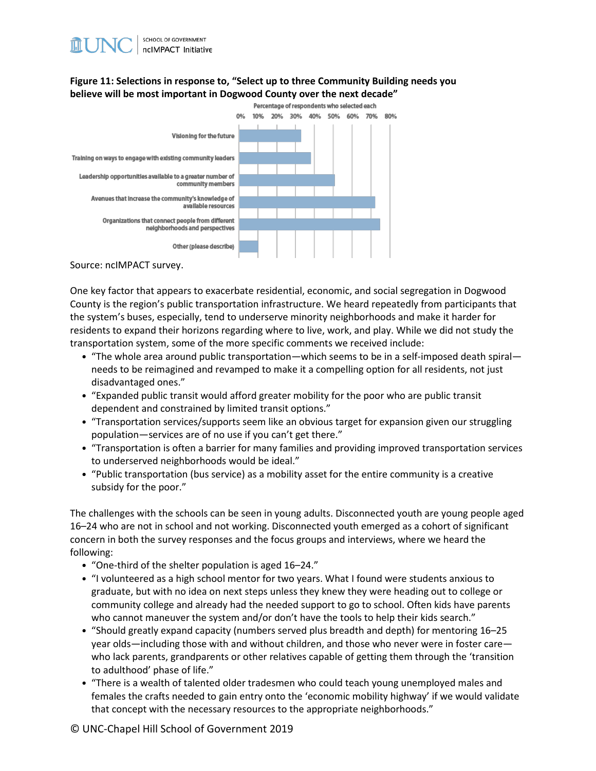**Figure 11: Selections in response to, "Select up to three Community Building needs you believe will be most important in Dogwood County over the next decade"**

Source: ncIMPACT survey.

One key factor that appears to exacerbate residential, economic, and social segregation in Dogwood County is the region's public transportation infrastructure. We heard repeatedly from participants that the system's buses, especially, tend to underserve minority neighborhoods and make it harder for residents to expand their horizons regarding where to live, work, and play. While we did not study the transportation system, some of the more specific comments we received include:

- "The whole area around public transportation—which seems to be in a self-imposed death spiral—needs to be reimagined and revamped to make it a compelling option for all residents, not just disadvantaged ones."
- "Expanded public transit would afford greater mobility for the poor who are public transit dependent and constrained by limited transit options."
- "Transportation services/supports seem like an obvious target for expansion given our struggling population—services are of no use if you can't get there."
- "Transportation is often a barrier for many families and providing improved transportation services to underserved neighborhoods would be ideal."
- "Public transportation (bus service) as a mobility asset for the entire community is a creative subsidy for the poor."

The challenges with the schools can be seen in young adults. Disconnected youth are young people aged 16–24 who are not in school and not working. Disconnected youth emerged as a cohort of significant concern in both the survey responses and the focus groups and interviews, where we heard the following:

- "One-third of the shelter population is aged 16–24."
- "I volunteered as a high school mentor for two years. What I found were students anxious to graduate, but with no idea on next steps unless they knew they were heading out to college or community college and already had the needed support to go to school. Often kids have parents who cannot maneuver the system and/or don't have the tools to help their kids search."
- "Should greatly expand capacity (numbers served plus breadth and depth) for mentoring 16–25 year olds—including those with and without children, and those who never were in foster care—who lack parents, grandparents or other relatives capable of getting them through the 'transition to adulthood' phase of life."
- "There is a wealth of talented older tradesmen who could teach young unemployed males and females the crafts needed to gain entry onto the 'economic mobility highway' if we would validate that concept with the necessary resources to the appropriate neighborhoods."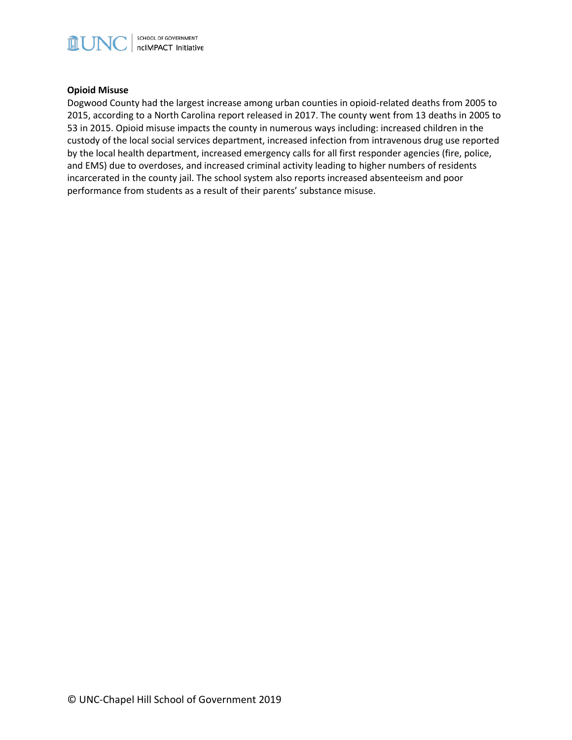**Opioid Misuse**

Dogwood County had the largest increase among urban counties in opioid-related deaths from 2005 to 2015, according to a North Carolina report released in 2017. The county went from 13 deaths in 2005 to 53 in 2015. Opioid misuse impacts the county in numerous ways including: increased children in the custody of the local social services department, increased infection from intravenous drug use reported by the local health department, increased emergency calls for all first responder agencies (fire, police, and EMS) due to overdoses, and increased criminal activity leading to higher numbers of residents incarcerated in the county jail. The school system also reports increased absenteeism and poor performance from students as a result of their parents' substance misuse.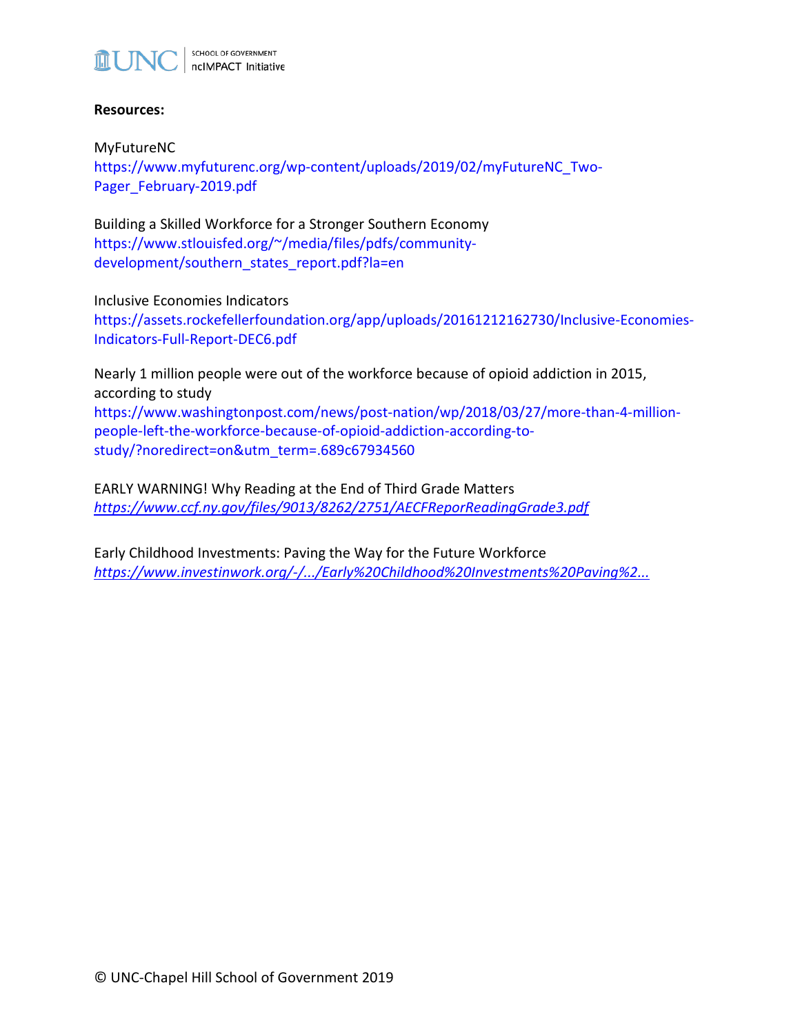**Resources:**

MyFutureNC
https://www.myfuturenc.org/wp-content/uploads/2019/02/myFutureNC_Two-Pager_February-2019.pdf

Building a Skilled Workforce for a Stronger Southern Economy
https://www.stlouisfed.org/~/media/files/pdfs/community-development/southern_states_report.pdf?la=en

Inclusive Economies Indicators
https://assets.rockefellerfoundation.org/app/uploads/20161212162730/Inclusive-Economies-Indicators-Full-Report-DEC6.pdf

Nearly 1 million people were out of the workforce because of opioid addiction in 2015, according to study
https://www.washingtonpost.com/news/post-nation/wp/2018/03/27/more-than-4-million-people-left-the-workforce-because-of-opioid-addiction-according-to-study/?noredirect=on&utm_term=.689c67934560

EARLY WARNING! Why Reading at the End of Third Grade Matters
*https://www.ccf.ny.gov/files/9013/8262/2751/AECFReporReadingGrade3.pdf*

Early Childhood Investments: Paving the Way for the Future Workforce
*https://www.investinwork.org/-/.../Early%20Childhood%20Investments%20Paving%2...*

© UNC-Chapel Hill School of Government 2019